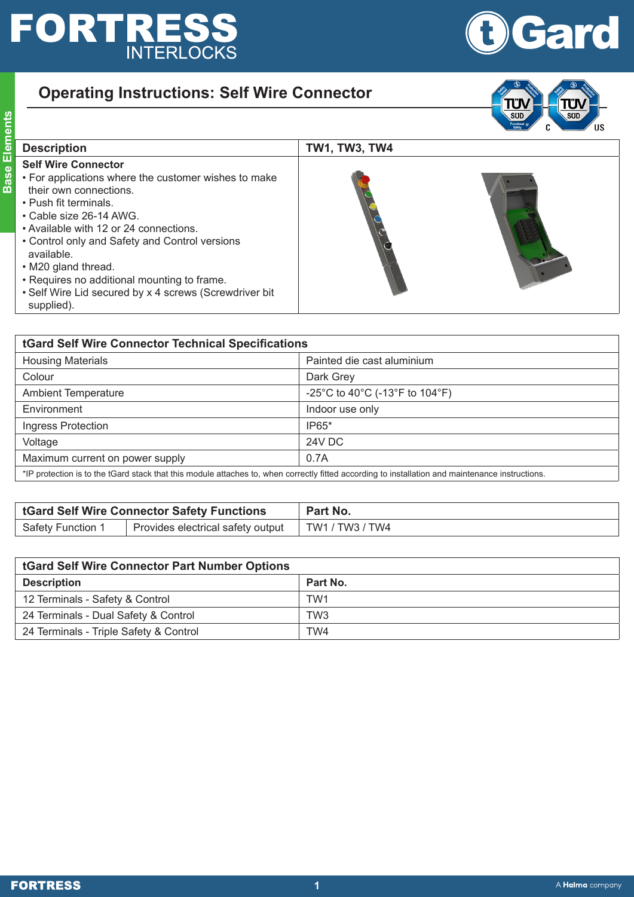# FORTRESS INTERLOCKS

## Operating Instructions: Self Wire Connector

| Description | TW1, TW3, TW4 |
| --- | --- |
| **Self Wire Connector**<br>• For applications where the customer wishes to make their own connections.<br>• Push fit terminals.<br>• Cable size 26-14 AWG.<br>• Available with 12 or 24 connections.<br>• Control only and Safety and Control versions available.<br>• M20 gland thread.<br>• Requires no additional mounting to frame.<br>• Self Wire Lid secured by x 4 screws (Screwdriver bit supplied). | |

| tGard Self Wire Connector Technical Specifications | |
| --- | --- |
| Housing Materials | Painted die cast aluminium |
| Colour | Dark Grey |
| Ambient Temperature | -25°C to 40°C (-13°F to 104°F) |
| Environment | Indoor use only |
| Ingress Protection | IP65* |
| Voltage | 24V DC |
| Maximum current on power supply | 0.7A |

*IP protection is to the tGard stack that this module attaches to, when correctly fitted according to installation and maintenance instructions.

| tGard Self Wire Connector Safety Functions | | Part No. |
| --- | --- | --- |
| Safety Function 1 | Provides electrical safety output | TW1 / TW3 / TW4 |

| tGard Self Wire Connector Part Number Options | |
| --- | --- |
| **Description** | **Part No.** |
| 12 Terminals - Safety & Control | TW1 |
| 24 Terminals - Dual Safety & Control | TW3 |
| 24 Terminals - Triple Safety & Control | TW4 |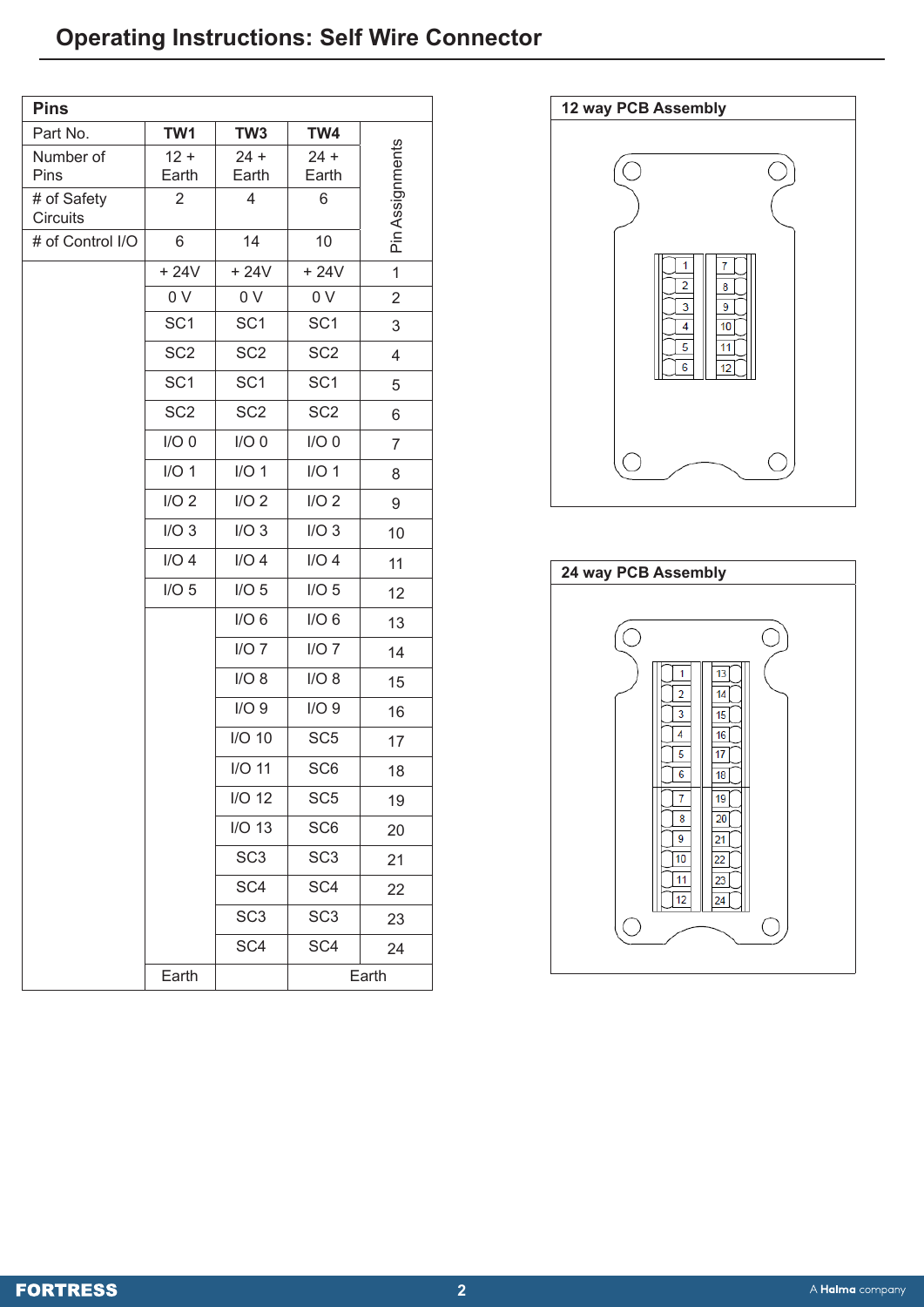# Operating Instructions: Self Wire Connector

| Pins | | | | |
|---|---|---|---|---|
| Part No. | TW1 | TW3 | TW4 | Pin Assignments |
| Number of Pins | 12 + Earth | 24 + Earth | 24 + Earth | |
| # of Safety Circuits | 2 | 4 | 6 | |
| # of Control I/O | 6 | 14 | 10 | |
| | + 24V | + 24V | + 24V | 1 |
| | 0 V | 0 V | 0 V | 2 |
| | SC1 | SC1 | SC1 | 3 |
| | SC2 | SC2 | SC2 | 4 |
| | SC1 | SC1 | SC1 | 5 |
| | SC2 | SC2 | SC2 | 6 |
| | I/O 0 | I/O 0 | I/O 0 | 7 |
| | I/O 1 | I/O 1 | I/O 1 | 8 |
| | I/O 2 | I/O 2 | I/O 2 | 9 |
| | I/O 3 | I/O 3 | I/O 3 | 10 |
| | I/O 4 | I/O 4 | I/O 4 | 11 |
| | I/O 5 | I/O 5 | I/O 5 | 12 |
| | | I/O 6 | I/O 6 | 13 |
| | | I/O 7 | I/O 7 | 14 |
| | | I/O 8 | I/O 8 | 15 |
| | | I/O 9 | I/O 9 | 16 |
| | | I/O 10 | SC5 | 17 |
| | | I/O 11 | SC6 | 18 |
| | | I/O 12 | SC5 | 19 |
| | | I/O 13 | SC6 | 20 |
| | | SC3 | SC3 | 21 |
| | | SC4 | SC4 | 22 |
| | | SC3 | SC3 | 23 |
| | | SC4 | SC4 | 24 |
| | Earth | | Earth | |

**12 way PCB Assembly**

1 2 3 4 5 6 | 7 8 9 10 11 12

**24 way PCB Assembly**

1 2 3 4 5 6 7 8 9 10 11 12 | 13 14 15 16 17 18 19 20 21 22 23 24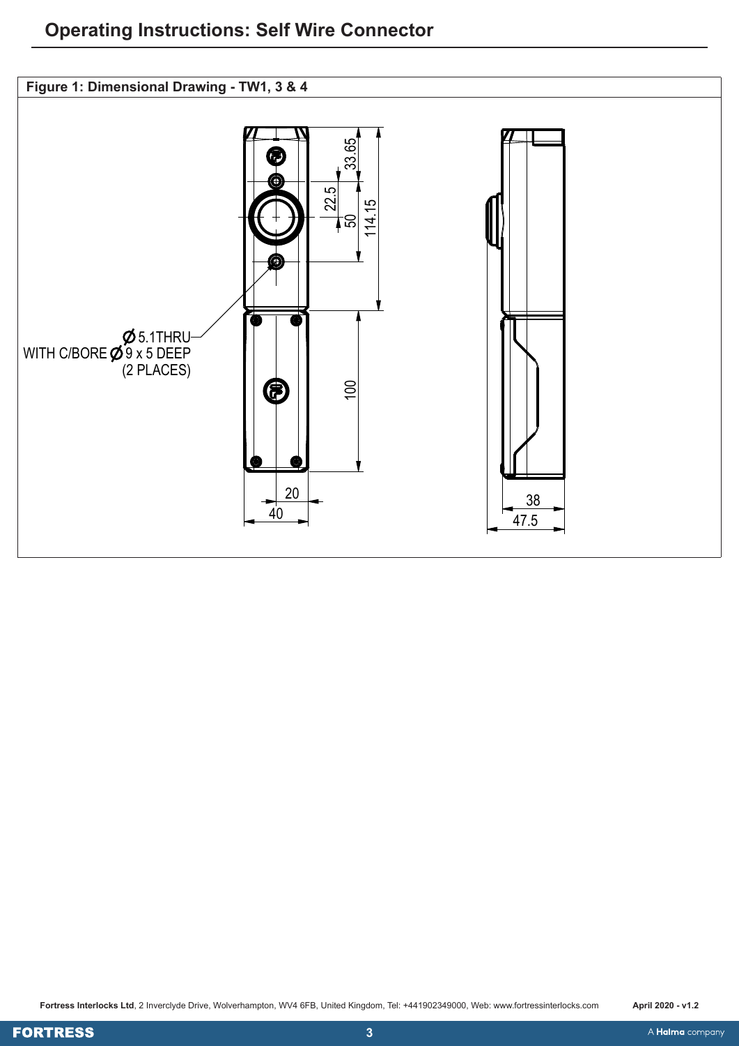## Figure 1: Dimensional Drawing - TW1, 3 & 4

33.65

22.5

50

114.15

Ø 5.1THRU
WITH C/BORE Ø 9 x 5 DEEP
(2 PLACES)

100

20

40

38

47.5

**Fortress Interlocks Ltd**, 2 Inverclyde Drive, Wolverhampton, WV4 6FB, United Kingdom, Tel: +441902349000, Web: www.fortressinterlocks.com **April 2020 - v1.2**